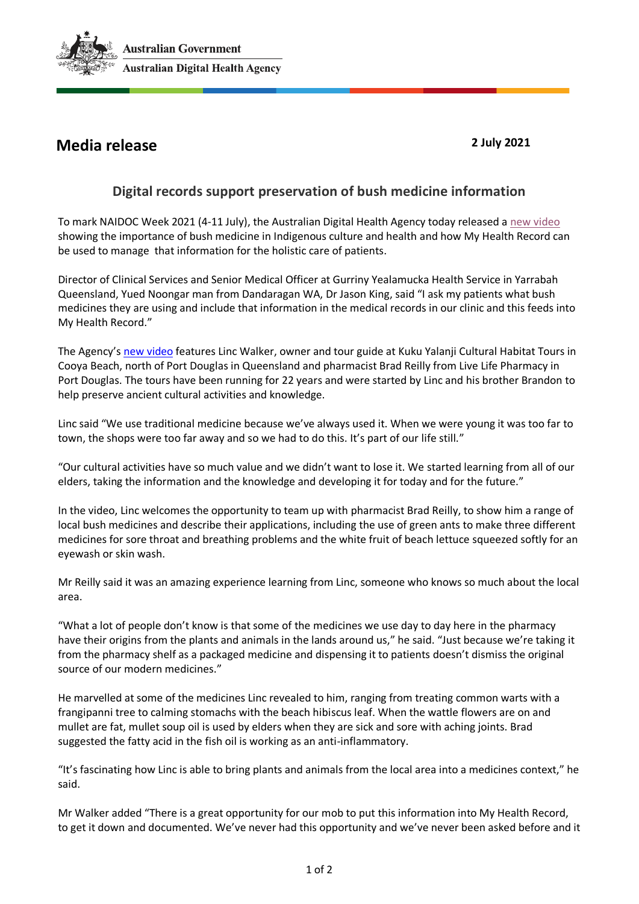Australian Government
Australian Digital Health Agency

# Media release

**2 July 2021**

## Digital records support preservation of bush medicine information

To mark NAIDOC Week 2021 (4-11 July), the Australian Digital Health Agency today released a new video showing the importance of bush medicine in Indigenous culture and health and how My Health Record can be used to manage that information for the holistic care of patients.

Director of Clinical Services and Senior Medical Officer at Gurriny Yealamucka Health Service in Yarrabah Queensland, Yued Noongar man from Dandaragan WA, Dr Jason King, said "I ask my patients what bush medicines they are using and include that information in the medical records in our clinic and this feeds into My Health Record."

The Agency's new video features Linc Walker, owner and tour guide at Kuku Yalanji Cultural Habitat Tours in Cooya Beach, north of Port Douglas in Queensland and pharmacist Brad Reilly from Live Life Pharmacy in Port Douglas. The tours have been running for 22 years and were started by Linc and his brother Brandon to help preserve ancient cultural activities and knowledge.

Linc said "We use traditional medicine because we've always used it. When we were young it was too far to town, the shops were too far away and so we had to do this. It's part of our life still."

"Our cultural activities have so much value and we didn't want to lose it. We started learning from all of our elders, taking the information and the knowledge and developing it for today and for the future."

In the video, Linc welcomes the opportunity to team up with pharmacist Brad Reilly, to show him a range of local bush medicines and describe their applications, including the use of green ants to make three different medicines for sore throat and breathing problems and the white fruit of beach lettuce squeezed softly for an eyewash or skin wash.

Mr Reilly said it was an amazing experience learning from Linc, someone who knows so much about the local area.

"What a lot of people don't know is that some of the medicines we use day to day here in the pharmacy have their origins from the plants and animals in the lands around us," he said. "Just because we're taking it from the pharmacy shelf as a packaged medicine and dispensing it to patients doesn't dismiss the original source of our modern medicines."

He marvelled at some of the medicines Linc revealed to him, ranging from treating common warts with a frangipanni tree to calming stomachs with the beach hibiscus leaf. When the wattle flowers are on and mullet are fat, mullet soup oil is used by elders when they are sick and sore with aching joints. Brad suggested the fatty acid in the fish oil is working as an anti-inflammatory.

"It's fascinating how Linc is able to bring plants and animals from the local area into a medicines context," he said.

Mr Walker added "There is a great opportunity for our mob to put this information into My Health Record, to get it down and documented. We've never had this opportunity and we've never been asked before and it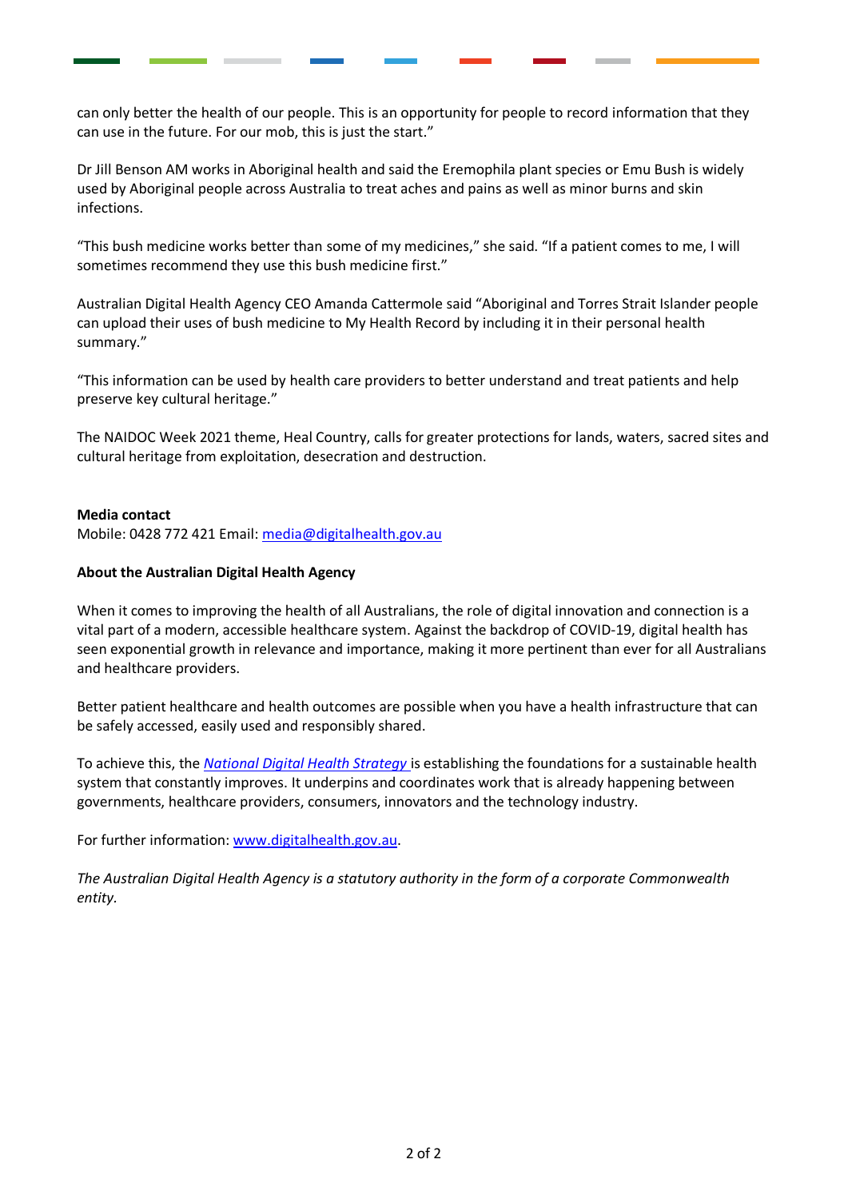can only better the health of our people. This is an opportunity for people to record information that they can use in the future. For our mob, this is just the start."

Dr Jill Benson AM works in Aboriginal health and said the Eremophila plant species or Emu Bush is widely used by Aboriginal people across Australia to treat aches and pains as well as minor burns and skin infections.

"This bush medicine works better than some of my medicines," she said. "If a patient comes to me, I will sometimes recommend they use this bush medicine first."

Australian Digital Health Agency CEO Amanda Cattermole said "Aboriginal and Torres Strait Islander people can upload their uses of bush medicine to My Health Record by including it in their personal health summary."

"This information can be used by health care providers to better understand and treat patients and help preserve key cultural heritage."

The NAIDOC Week 2021 theme, Heal Country, calls for greater protections for lands, waters, sacred sites and cultural heritage from exploitation, desecration and destruction.

**Media contact**
Mobile: 0428 772 421 Email: media@digitalhealth.gov.au

**About the Australian Digital Health Agency**

When it comes to improving the health of all Australians, the role of digital innovation and connection is a vital part of a modern, accessible healthcare system. Against the backdrop of COVID-19, digital health has seen exponential growth in relevance and importance, making it more pertinent than ever for all Australians and healthcare providers.

Better patient healthcare and health outcomes are possible when you have a health infrastructure that can be safely accessed, easily used and responsibly shared.

To achieve this, the *National Digital Health Strategy* is establishing the foundations for a sustainable health system that constantly improves. It underpins and coordinates work that is already happening between governments, healthcare providers, consumers, innovators and the technology industry.

For further information: www.digitalhealth.gov.au.

*The Australian Digital Health Agency is a statutory authority in the form of a corporate Commonwealth entity.*